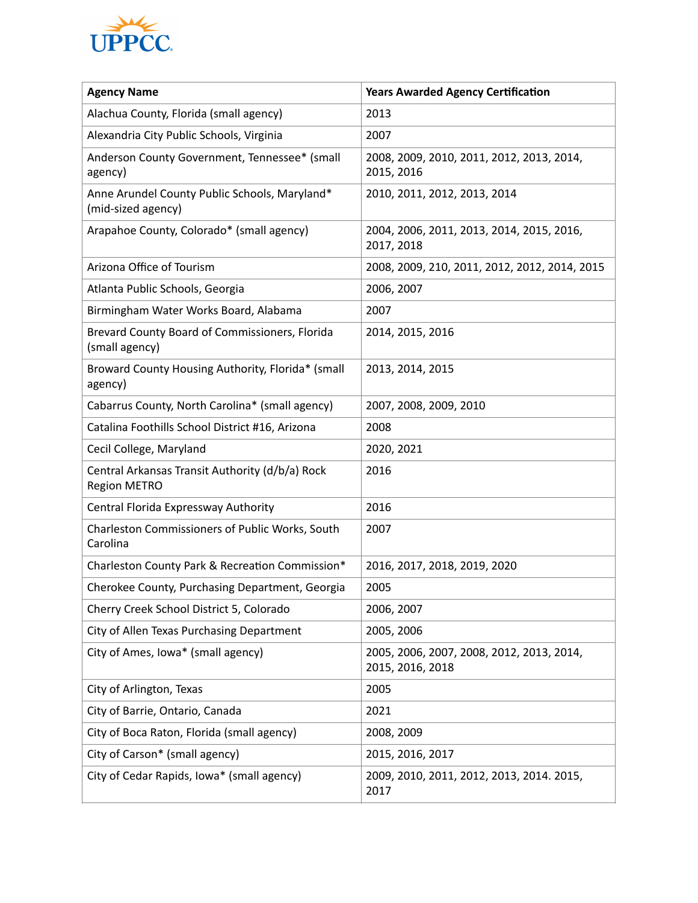UPPCC

| Agency Name | Years Awarded Agency Certification |
| --- | --- |
| Alachua County, Florida (small agency) | 2013 |
| Alexandria City Public Schools, Virginia | 2007 |
| Anderson County Government, Tennessee* (small agency) | 2008, 2009, 2010, 2011, 2012, 2013, 2014, 2015, 2016 |
| Anne Arundel County Public Schools, Maryland* (mid-sized agency) | 2010, 2011, 2012, 2013, 2014 |
| Arapahoe County, Colorado* (small agency) | 2004, 2006, 2011, 2013, 2014, 2015, 2016, 2017, 2018 |
| Arizona Office of Tourism | 2008, 2009, 210, 2011, 2012, 2012, 2014, 2015 |
| Atlanta Public Schools, Georgia | 2006, 2007 |
| Birmingham Water Works Board, Alabama | 2007 |
| Brevard County Board of Commissioners, Florida (small agency) | 2014, 2015, 2016 |
| Broward County Housing Authority, Florida* (small agency) | 2013, 2014, 2015 |
| Cabarrus County, North Carolina* (small agency) | 2007, 2008, 2009, 2010 |
| Catalina Foothills School District #16, Arizona | 2008 |
| Cecil College, Maryland | 2020, 2021 |
| Central Arkansas Transit Authority (d/b/a) Rock Region METRO | 2016 |
| Central Florida Expressway Authority | 2016 |
| Charleston Commissioners of Public Works, South Carolina | 2007 |
| Charleston County Park & Recreation Commission* | 2016, 2017, 2018, 2019, 2020 |
| Cherokee County, Purchasing Department, Georgia | 2005 |
| Cherry Creek School District 5, Colorado | 2006, 2007 |
| City of Allen Texas Purchasing Department | 2005, 2006 |
| City of Ames, Iowa* (small agency) | 2005, 2006, 2007, 2008, 2012, 2013, 2014, 2015, 2016, 2018 |
| City of Arlington, Texas | 2005 |
| City of Barrie, Ontario, Canada | 2021 |
| City of Boca Raton, Florida (small agency) | 2008, 2009 |
| City of Carson* (small agency) | 2015, 2016, 2017 |
| City of Cedar Rapids, Iowa* (small agency) | 2009, 2010, 2011, 2012, 2013, 2014. 2015, 2017 |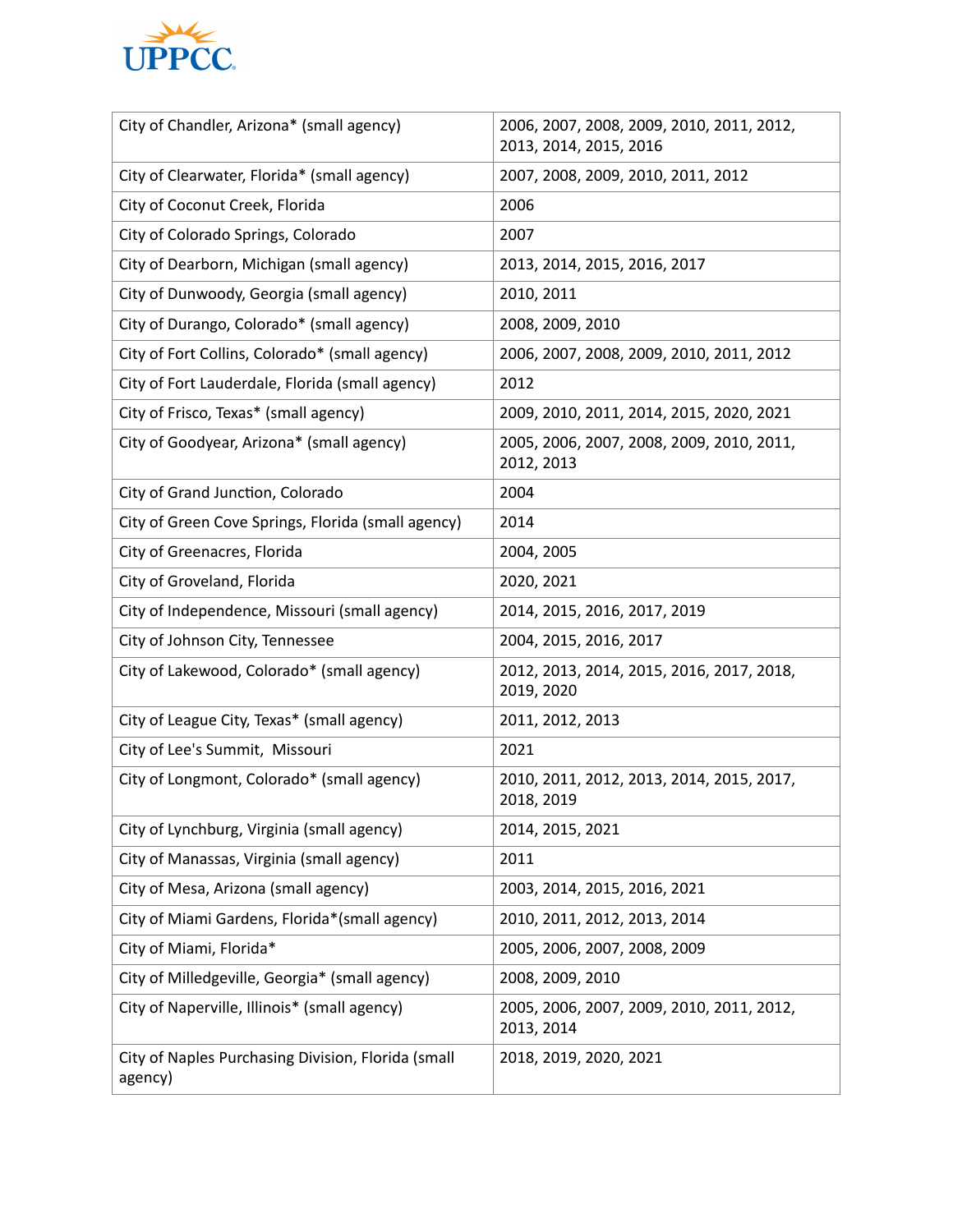| | |
|---|---|
| City of Chandler, Arizona* (small agency) | 2006, 2007, 2008, 2009, 2010, 2011, 2012, 2013, 2014, 2015, 2016 |
| City of Clearwater, Florida* (small agency) | 2007, 2008, 2009, 2010, 2011, 2012 |
| City of Coconut Creek, Florida | 2006 |
| City of Colorado Springs, Colorado | 2007 |
| City of Dearborn, Michigan (small agency) | 2013, 2014, 2015, 2016, 2017 |
| City of Dunwoody, Georgia (small agency) | 2010, 2011 |
| City of Durango, Colorado* (small agency) | 2008, 2009, 2010 |
| City of Fort Collins, Colorado* (small agency) | 2006, 2007, 2008, 2009, 2010, 2011, 2012 |
| City of Fort Lauderdale, Florida (small agency) | 2012 |
| City of Frisco, Texas* (small agency) | 2009, 2010, 2011, 2014, 2015, 2020, 2021 |
| City of Goodyear, Arizona* (small agency) | 2005, 2006, 2007, 2008, 2009, 2010, 2011, 2012, 2013 |
| City of Grand Junction, Colorado | 2004 |
| City of Green Cove Springs, Florida (small agency) | 2014 |
| City of Greenacres, Florida | 2004, 2005 |
| City of Groveland, Florida | 2020, 2021 |
| City of Independence, Missouri (small agency) | 2014, 2015, 2016, 2017, 2019 |
| City of Johnson City, Tennessee | 2004, 2015, 2016, 2017 |
| City of Lakewood, Colorado* (small agency) | 2012, 2013, 2014, 2015, 2016, 2017, 2018, 2019, 2020 |
| City of League City, Texas* (small agency) | 2011, 2012, 2013 |
| City of Lee's Summit, Missouri | 2021 |
| City of Longmont, Colorado* (small agency) | 2010, 2011, 2012, 2013, 2014, 2015, 2017, 2018, 2019 |
| City of Lynchburg, Virginia (small agency) | 2014, 2015, 2021 |
| City of Manassas, Virginia (small agency) | 2011 |
| City of Mesa, Arizona (small agency) | 2003, 2014, 2015, 2016, 2021 |
| City of Miami Gardens, Florida*(small agency) | 2010, 2011, 2012, 2013, 2014 |
| City of Miami, Florida* | 2005, 2006, 2007, 2008, 2009 |
| City of Milledgeville, Georgia* (small agency) | 2008, 2009, 2010 |
| City of Naperville, Illinois* (small agency) | 2005, 2006, 2007, 2009, 2010, 2011, 2012, 2013, 2014 |
| City of Naples Purchasing Division, Florida (small agency) | 2018, 2019, 2020, 2021 |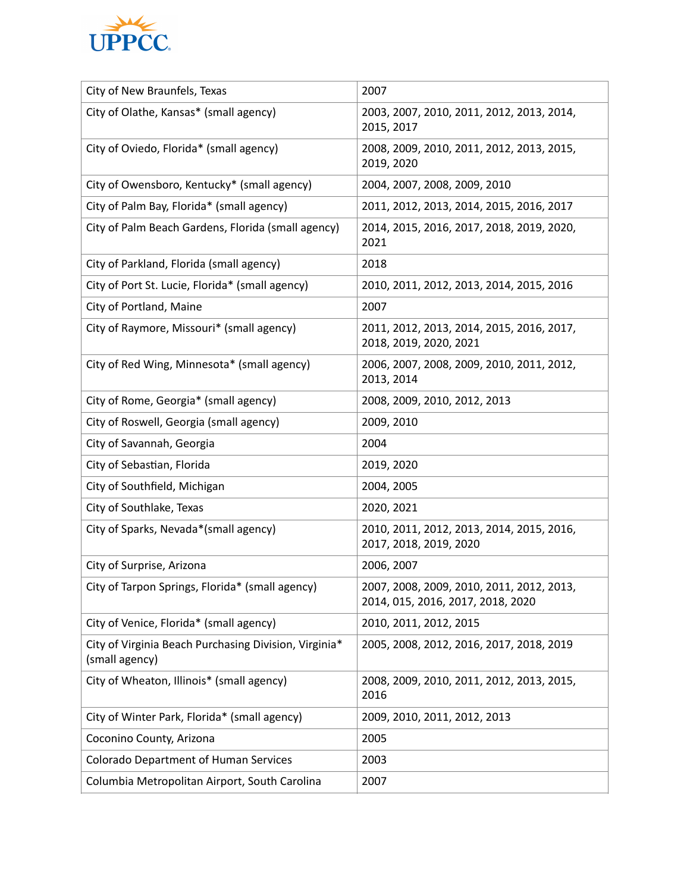| | |
|---|---|
| City of New Braunfels, Texas | 2007 |
| City of Olathe, Kansas* (small agency) | 2003, 2007, 2010, 2011, 2012, 2013, 2014, 2015, 2017 |
| City of Oviedo, Florida* (small agency) | 2008, 2009, 2010, 2011, 2012, 2013, 2015, 2019, 2020 |
| City of Owensboro, Kentucky* (small agency) | 2004, 2007, 2008, 2009, 2010 |
| City of Palm Bay, Florida* (small agency) | 2011, 2012, 2013, 2014, 2015, 2016, 2017 |
| City of Palm Beach Gardens, Florida (small agency) | 2014, 2015, 2016, 2017, 2018, 2019, 2020, 2021 |
| City of Parkland, Florida (small agency) | 2018 |
| City of Port St. Lucie, Florida* (small agency) | 2010, 2011, 2012, 2013, 2014, 2015, 2016 |
| City of Portland, Maine | 2007 |
| City of Raymore, Missouri* (small agency) | 2011, 2012, 2013, 2014, 2015, 2016, 2017, 2018, 2019, 2020, 2021 |
| City of Red Wing, Minnesota* (small agency) | 2006, 2007, 2008, 2009, 2010, 2011, 2012, 2013, 2014 |
| City of Rome, Georgia* (small agency) | 2008, 2009, 2010, 2012, 2013 |
| City of Roswell, Georgia (small agency) | 2009, 2010 |
| City of Savannah, Georgia | 2004 |
| City of Sebastian, Florida | 2019, 2020 |
| City of Southfield, Michigan | 2004, 2005 |
| City of Southlake, Texas | 2020, 2021 |
| City of Sparks, Nevada*(small agency) | 2010, 2011, 2012, 2013, 2014, 2015, 2016, 2017, 2018, 2019, 2020 |
| City of Surprise, Arizona | 2006, 2007 |
| City of Tarpon Springs, Florida* (small agency) | 2007, 2008, 2009, 2010, 2011, 2012, 2013, 2014, 015, 2016, 2017, 2018, 2020 |
| City of Venice, Florida* (small agency) | 2010, 2011, 2012, 2015 |
| City of Virginia Beach Purchasing Division, Virginia* (small agency) | 2005, 2008, 2012, 2016, 2017, 2018, 2019 |
| City of Wheaton, Illinois* (small agency) | 2008, 2009, 2010, 2011, 2012, 2013, 2015, 2016 |
| City of Winter Park, Florida* (small agency) | 2009, 2010, 2011, 2012, 2013 |
| Coconino County, Arizona | 2005 |
| Colorado Department of Human Services | 2003 |
| Columbia Metropolitan Airport, South Carolina | 2007 |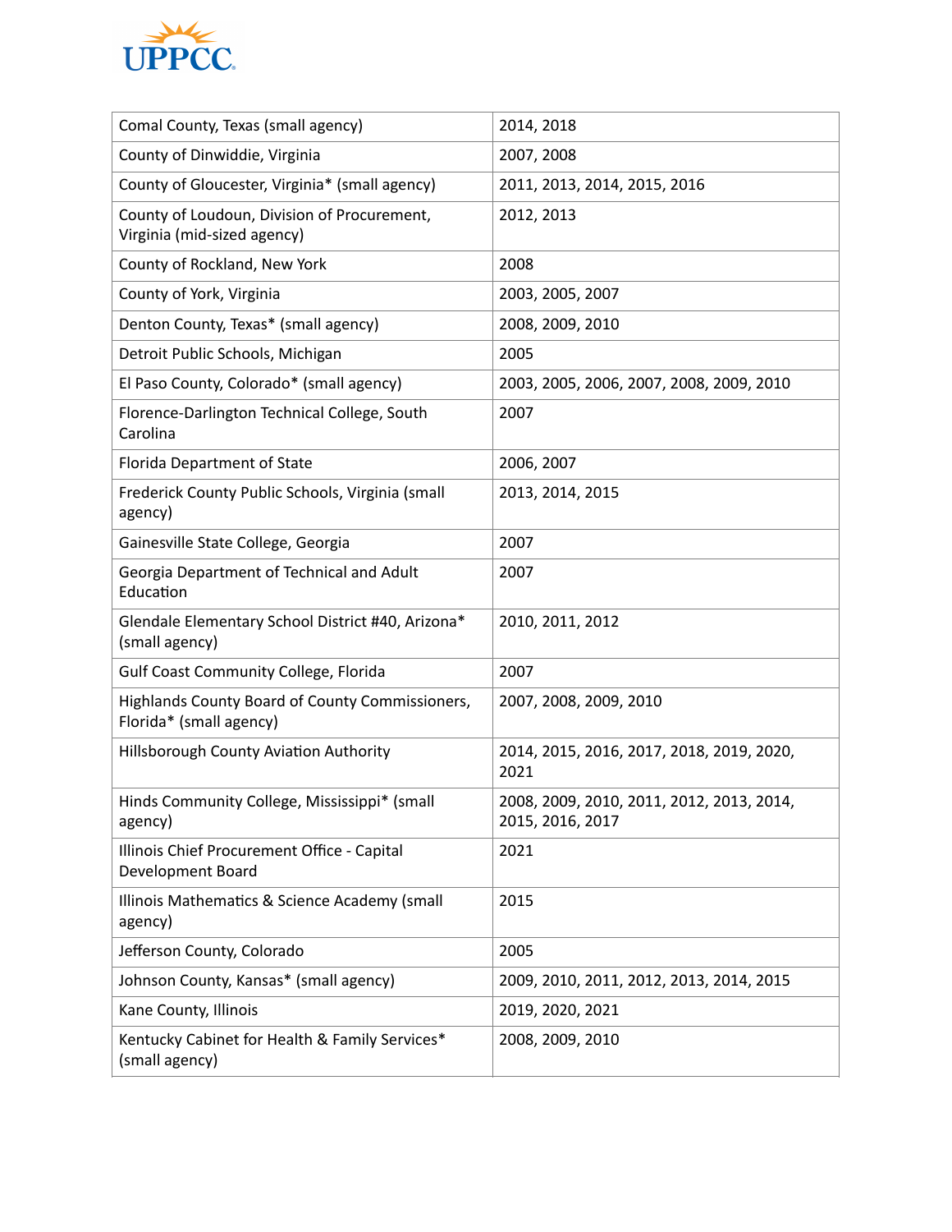| | |
|---|---|
| Comal County, Texas (small agency) | 2014, 2018 |
| County of Dinwiddie, Virginia | 2007, 2008 |
| County of Gloucester, Virginia* (small agency) | 2011, 2013, 2014, 2015, 2016 |
| County of Loudoun, Division of Procurement, Virginia (mid-sized agency) | 2012, 2013 |
| County of Rockland, New York | 2008 |
| County of York, Virginia | 2003, 2005, 2007 |
| Denton County, Texas* (small agency) | 2008, 2009, 2010 |
| Detroit Public Schools, Michigan | 2005 |
| El Paso County, Colorado* (small agency) | 2003, 2005, 2006, 2007, 2008, 2009, 2010 |
| Florence-Darlington Technical College, South Carolina | 2007 |
| Florida Department of State | 2006, 2007 |
| Frederick County Public Schools, Virginia (small agency) | 2013, 2014, 2015 |
| Gainesville State College, Georgia | 2007 |
| Georgia Department of Technical and Adult Education | 2007 |
| Glendale Elementary School District #40, Arizona* (small agency) | 2010, 2011, 2012 |
| Gulf Coast Community College, Florida | 2007 |
| Highlands County Board of County Commissioners, Florida* (small agency) | 2007, 2008, 2009, 2010 |
| Hillsborough County Aviation Authority | 2014, 2015, 2016, 2017, 2018, 2019, 2020, 2021 |
| Hinds Community College, Mississippi* (small agency) | 2008, 2009, 2010, 2011, 2012, 2013, 2014, 2015, 2016, 2017 |
| Illinois Chief Procurement Office - Capital Development Board | 2021 |
| Illinois Mathematics & Science Academy (small agency) | 2015 |
| Jefferson County, Colorado | 2005 |
| Johnson County, Kansas* (small agency) | 2009, 2010, 2011, 2012, 2013, 2014, 2015 |
| Kane County, Illinois | 2019, 2020, 2021 |
| Kentucky Cabinet for Health & Family Services* (small agency) | 2008, 2009, 2010 |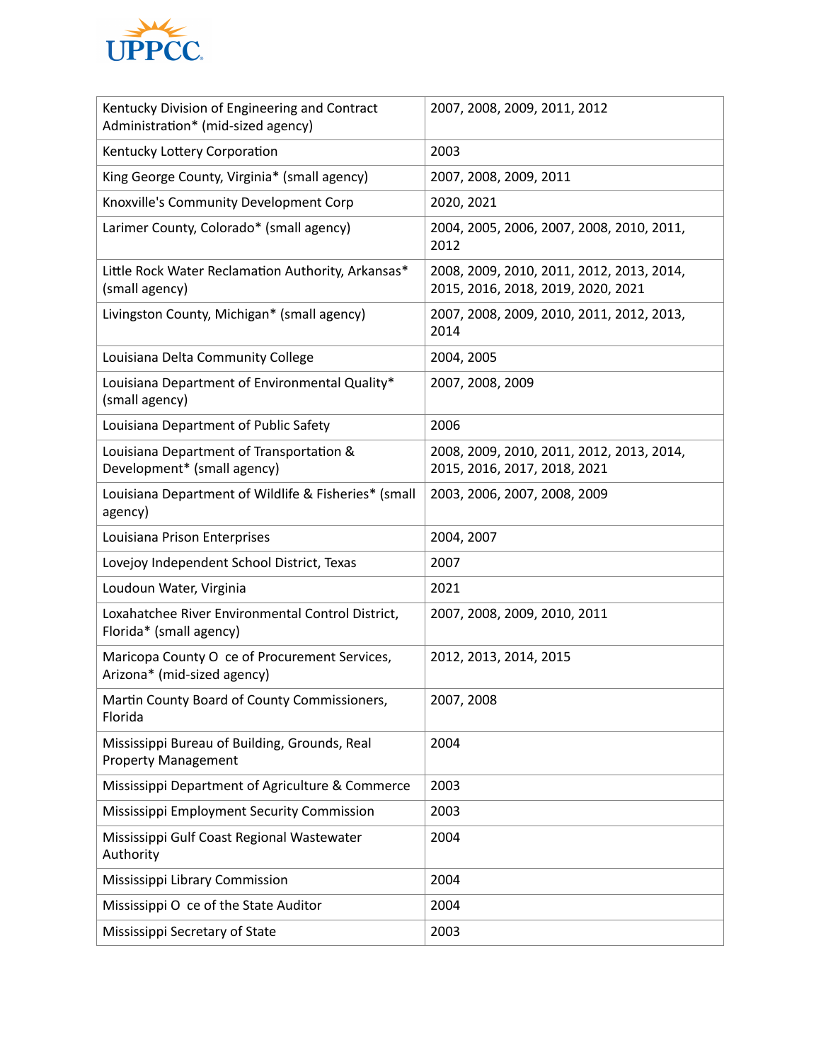| | |
|---|---|
| Kentucky Division of Engineering and Contract Administration* (mid-sized agency) | 2007, 2008, 2009, 2011, 2012 |
| Kentucky Lottery Corporation | 2003 |
| King George County, Virginia* (small agency) | 2007, 2008, 2009, 2011 |
| Knoxville's Community Development Corp | 2020, 2021 |
| Larimer County, Colorado* (small agency) | 2004, 2005, 2006, 2007, 2008, 2010, 2011, 2012 |
| Little Rock Water Reclamation Authority, Arkansas* (small agency) | 2008, 2009, 2010, 2011, 2012, 2013, 2014, 2015, 2016, 2018, 2019, 2020, 2021 |
| Livingston County, Michigan* (small agency) | 2007, 2008, 2009, 2010, 2011, 2012, 2013, 2014 |
| Louisiana Delta Community College | 2004, 2005 |
| Louisiana Department of Environmental Quality* (small agency) | 2007, 2008, 2009 |
| Louisiana Department of Public Safety | 2006 |
| Louisiana Department of Transportation & Development* (small agency) | 2008, 2009, 2010, 2011, 2012, 2013, 2014, 2015, 2016, 2017, 2018, 2021 |
| Louisiana Department of Wildlife & Fisheries* (small agency) | 2003, 2006, 2007, 2008, 2009 |
| Louisiana Prison Enterprises | 2004, 2007 |
| Lovejoy Independent School District, Texas | 2007 |
| Loudoun Water, Virginia | 2021 |
| Loxahatchee River Environmental Control District, Florida* (small agency) | 2007, 2008, 2009, 2010, 2011 |
| Maricopa County O ce of Procurement Services, Arizona* (mid-sized agency) | 2012, 2013, 2014, 2015 |
| Martin County Board of County Commissioners, Florida | 2007, 2008 |
| Mississippi Bureau of Building, Grounds, Real Property Management | 2004 |
| Mississippi Department of Agriculture & Commerce | 2003 |
| Mississippi Employment Security Commission | 2003 |
| Mississippi Gulf Coast Regional Wastewater Authority | 2004 |
| Mississippi Library Commission | 2004 |
| Mississippi O ce of the State Auditor | 2004 |
| Mississippi Secretary of State | 2003 |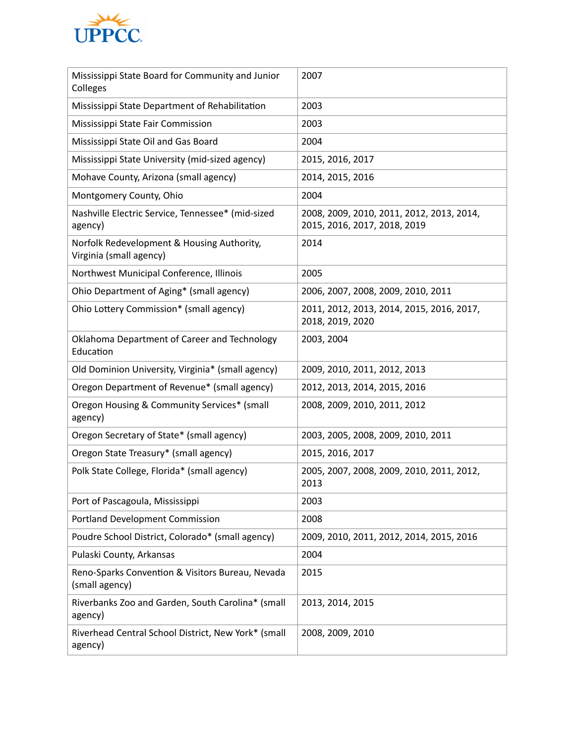| | |
|---|---|
| Mississippi State Board for Community and Junior Colleges | 2007 |
| Mississippi State Department of Rehabilitation | 2003 |
| Mississippi State Fair Commission | 2003 |
| Mississippi State Oil and Gas Board | 2004 |
| Mississippi State University (mid-sized agency) | 2015, 2016, 2017 |
| Mohave County, Arizona (small agency) | 2014, 2015, 2016 |
| Montgomery County, Ohio | 2004 |
| Nashville Electric Service, Tennessee* (mid-sized agency) | 2008, 2009, 2010, 2011, 2012, 2013, 2014, 2015, 2016, 2017, 2018, 2019 |
| Norfolk Redevelopment & Housing Authority, Virginia (small agency) | 2014 |
| Northwest Municipal Conference, Illinois | 2005 |
| Ohio Department of Aging* (small agency) | 2006, 2007, 2008, 2009, 2010, 2011 |
| Ohio Lottery Commission* (small agency) | 2011, 2012, 2013, 2014, 2015, 2016, 2017, 2018, 2019, 2020 |
| Oklahoma Department of Career and Technology Education | 2003, 2004 |
| Old Dominion University, Virginia* (small agency) | 2009, 2010, 2011, 2012, 2013 |
| Oregon Department of Revenue* (small agency) | 2012, 2013, 2014, 2015, 2016 |
| Oregon Housing & Community Services* (small agency) | 2008, 2009, 2010, 2011, 2012 |
| Oregon Secretary of State* (small agency) | 2003, 2005, 2008, 2009, 2010, 2011 |
| Oregon State Treasury* (small agency) | 2015, 2016, 2017 |
| Polk State College, Florida* (small agency) | 2005, 2007, 2008, 2009, 2010, 2011, 2012, 2013 |
| Port of Pascagoula, Mississippi | 2003 |
| Portland Development Commission | 2008 |
| Poudre School District, Colorado* (small agency) | 2009, 2010, 2011, 2012, 2014, 2015, 2016 |
| Pulaski County, Arkansas | 2004 |
| Reno-Sparks Convention & Visitors Bureau, Nevada (small agency) | 2015 |
| Riverbanks Zoo and Garden, South Carolina* (small agency) | 2013, 2014, 2015 |
| Riverhead Central School District, New York* (small agency) | 2008, 2009, 2010 |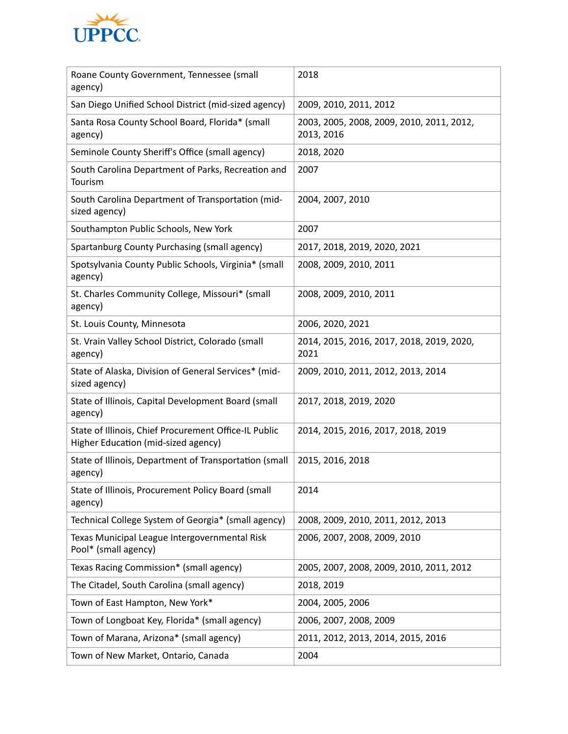| | |
|---|---|
| Roane County Government, Tennessee (small agency) | 2018 |
| San Diego Unified School District (mid-sized agency) | 2009, 2010, 2011, 2012 |
| Santa Rosa County School Board, Florida* (small agency) | 2003, 2005, 2008, 2009, 2010, 2011, 2012, 2013, 2016 |
| Seminole County Sheriff's Office (small agency) | 2018, 2020 |
| South Carolina Department of Parks, Recreation and Tourism | 2007 |
| South Carolina Department of Transportation (mid-sized agency) | 2004, 2007, 2010 |
| Southampton Public Schools, New York | 2007 |
| Spartanburg County Purchasing (small agency) | 2017, 2018, 2019, 2020, 2021 |
| Spotsylvania County Public Schools, Virginia* (small agency) | 2008, 2009, 2010, 2011 |
| St. Charles Community College, Missouri* (small agency) | 2008, 2009, 2010, 2011 |
| St. Louis County, Minnesota | 2006, 2020, 2021 |
| St. Vrain Valley School District, Colorado (small agency) | 2014, 2015, 2016, 2017, 2018, 2019, 2020, 2021 |
| State of Alaska, Division of General Services* (mid-sized agency) | 2009, 2010, 2011, 2012, 2013, 2014 |
| State of Illinois, Capital Development Board (small agency) | 2017, 2018, 2019, 2020 |
| State of Illinois, Chief Procurement Office-IL Public Higher Education (mid-sized agency) | 2014, 2015, 2016, 2017, 2018, 2019 |
| State of Illinois, Department of Transportation (small agency) | 2015, 2016, 2018 |
| State of Illinois, Procurement Policy Board (small agency) | 2014 |
| Technical College System of Georgia* (small agency) | 2008, 2009, 2010, 2011, 2012, 2013 |
| Texas Municipal League Intergovernmental Risk Pool* (small agency) | 2006, 2007, 2008, 2009, 2010 |
| Texas Racing Commission* (small agency) | 2005, 2007, 2008, 2009, 2010, 2011, 2012 |
| The Citadel, South Carolina (small agency) | 2018, 2019 |
| Town of East Hampton, New York* | 2004, 2005, 2006 |
| Town of Longboat Key, Florida* (small agency) | 2006, 2007, 2008, 2009 |
| Town of Marana, Arizona* (small agency) | 2011, 2012, 2013, 2014, 2015, 2016 |
| Town of New Market, Ontario, Canada | 2004 |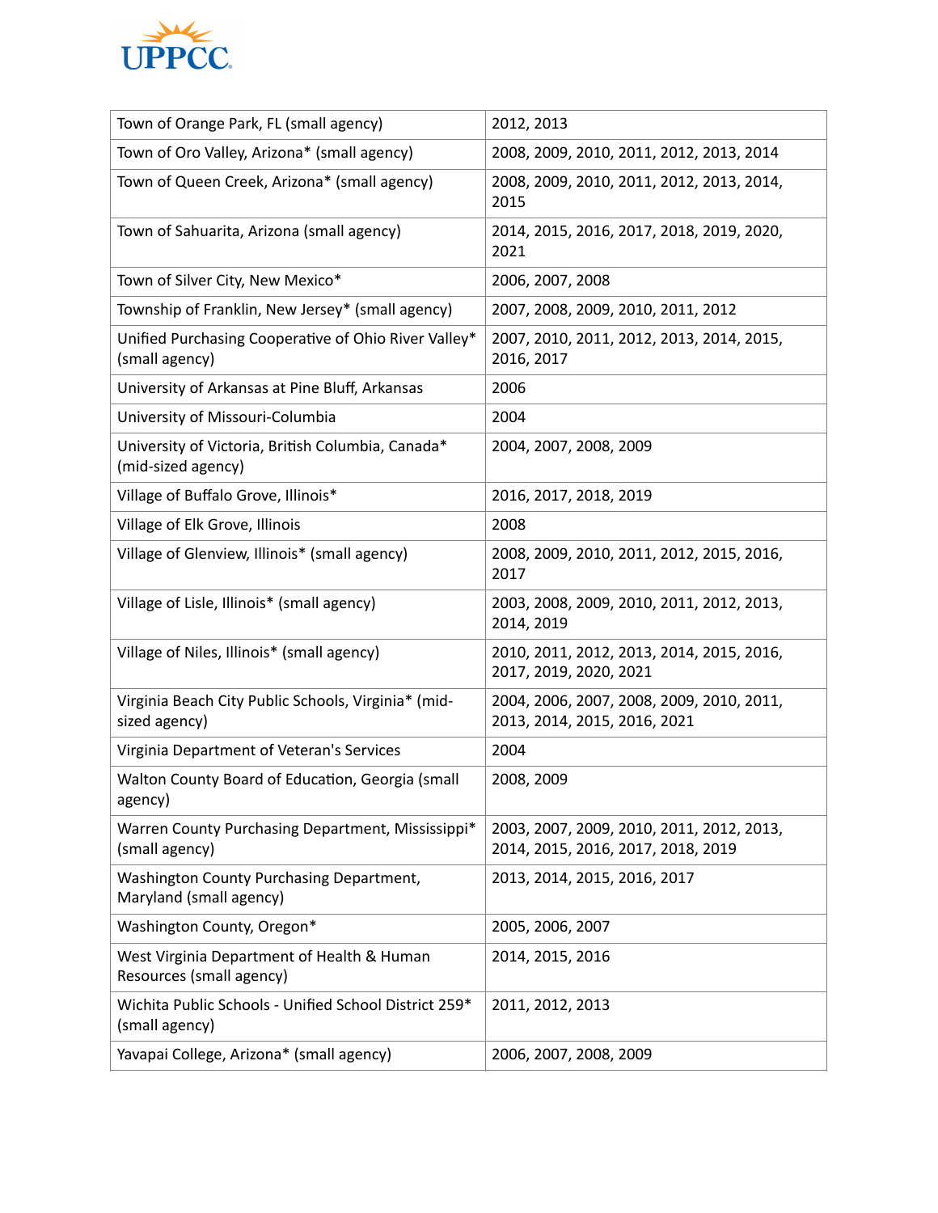| | |
|---|---|
| Town of Orange Park, FL (small agency) | 2012, 2013 |
| Town of Oro Valley, Arizona* (small agency) | 2008, 2009, 2010, 2011, 2012, 2013, 2014 |
| Town of Queen Creek, Arizona* (small agency) | 2008, 2009, 2010, 2011, 2012, 2013, 2014, 2015 |
| Town of Sahuarita, Arizona (small agency) | 2014, 2015, 2016, 2017, 2018, 2019, 2020, 2021 |
| Town of Silver City, New Mexico* | 2006, 2007, 2008 |
| Township of Franklin, New Jersey* (small agency) | 2007, 2008, 2009, 2010, 2011, 2012 |
| Unified Purchasing Cooperative of Ohio River Valley* (small agency) | 2007, 2010, 2011, 2012, 2013, 2014, 2015, 2016, 2017 |
| University of Arkansas at Pine Bluff, Arkansas | 2006 |
| University of Missouri-Columbia | 2004 |
| University of Victoria, British Columbia, Canada* (mid-sized agency) | 2004, 2007, 2008, 2009 |
| Village of Buffalo Grove, Illinois* | 2016, 2017, 2018, 2019 |
| Village of Elk Grove, Illinois | 2008 |
| Village of Glenview, Illinois* (small agency) | 2008, 2009, 2010, 2011, 2012, 2015, 2016, 2017 |
| Village of Lisle, Illinois* (small agency) | 2003, 2008, 2009, 2010, 2011, 2012, 2013, 2014, 2019 |
| Village of Niles, Illinois* (small agency) | 2010, 2011, 2012, 2013, 2014, 2015, 2016, 2017, 2019, 2020, 2021 |
| Virginia Beach City Public Schools, Virginia* (mid-sized agency) | 2004, 2006, 2007, 2008, 2009, 2010, 2011, 2013, 2014, 2015, 2016, 2021 |
| Virginia Department of Veteran's Services | 2004 |
| Walton County Board of Education, Georgia (small agency) | 2008, 2009 |
| Warren County Purchasing Department, Mississippi* (small agency) | 2003, 2007, 2009, 2010, 2011, 2012, 2013, 2014, 2015, 2016, 2017, 2018, 2019 |
| Washington County Purchasing Department, Maryland (small agency) | 2013, 2014, 2015, 2016, 2017 |
| Washington County, Oregon* | 2005, 2006, 2007 |
| West Virginia Department of Health & Human Resources (small agency) | 2014, 2015, 2016 |
| Wichita Public Schools - Unified School District 259* (small agency) | 2011, 2012, 2013 |
| Yavapai College, Arizona* (small agency) | 2006, 2007, 2008, 2009 |